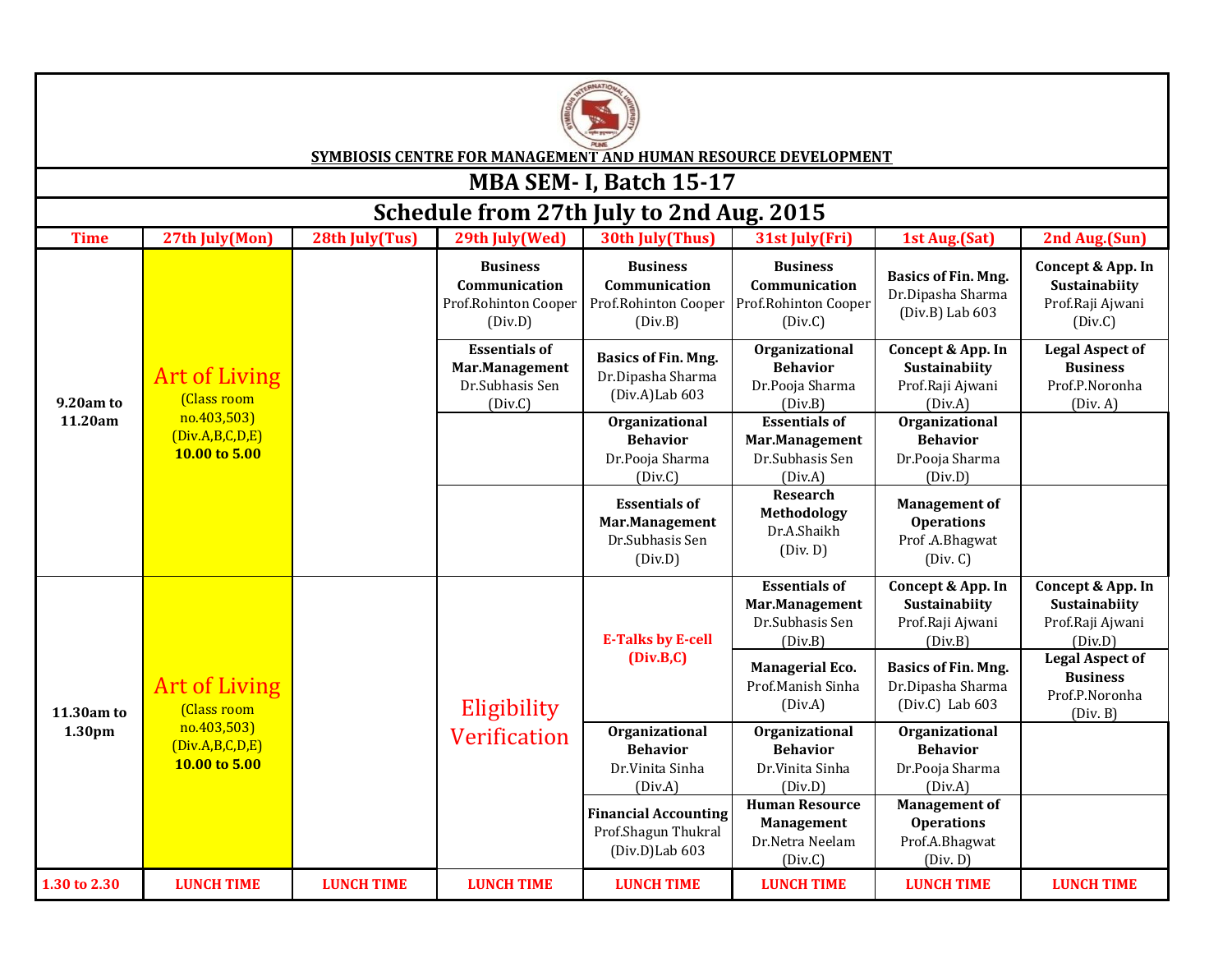## SYMBIOSIS CENTRE FOR MANAGEMENT AND HUMAN RESOURCE DEVELOPMENT

# MBA SEM- I, Batch 15-17

## Schedule from 27th July to 2nd Aug. 2015

| Time | 27th July(Mon) | 28th July(Tus) | 29th July(Wed) | 30th July(Thus) | 31st July(Fri) | 1st Aug.(Sat) | 2nd Aug.(Sun) |
|---|---|---|---|---|---|---|---|
| 9.20am to 11.20am | Art of Living (Class room no.403,503) (Div.A,B,C,D,E) **10.00 to 5.00** | | **Business Communication** Prof.Rohinton Cooper (Div.D) | **Business Communication** Prof.Rohinton Cooper (Div.B) | **Business Communication** Prof.Rohinton Cooper (Div.C) | **Basics of Fin. Mng.** Dr.Dipasha Sharma (Div.B) Lab 603 | **Concept & App. In Sustainabiity** Prof.Raji Ajwani (Div.C) |
| | | | **Essentials of Mar.Management** Dr.Subhasis Sen (Div.C) | **Basics of Fin. Mng.** Dr.Dipasha Sharma (Div.A)Lab 603 | **Organizational Behavior** Dr.Pooja Sharma (Div.B) | **Concept & App. In Sustainabiity** Prof.Raji Ajwani (Div.A) | **Legal Aspect of Business** Prof.P.Noronha (Div. A) |
| | | | | **Organizational Behavior** Dr.Pooja Sharma (Div.C) | **Essentials of Mar.Management** Dr.Subhasis Sen (Div.A) | **Organizational Behavior** Dr.Pooja Sharma (Div.D) | |
| | | | | **Essentials of Mar.Management** Dr.Subhasis Sen (Div.D) | **Research Methodology** Dr.A.Shaikh (Div. D) | **Management of Operations** Prof .A.Bhagwat (Div. C) | |
| 11.30am to 1.30pm | Art of Living (Class room no.403,503) (Div.A,B,C,D,E) **10.00 to 5.00** | | Eligibility Verification | **E-Talks by E-cell (Div.B,C)** | **Essentials of Mar.Management** Dr.Subhasis Sen (Div.B) | **Concept & App. In Sustainabiity** Prof.Raji Ajwani (Div.B) | **Concept & App. In Sustainabiity** Prof.Raji Ajwani (Div.D) |
| | | | | | **Managerial Eco.** Prof.Manish Sinha (Div.A) | **Basics of Fin. Mng.** Dr.Dipasha Sharma (Div.C) Lab 603 | **Legal Aspect of Business** Prof.P.Noronha (Div. B) |
| | | | | **Organizational Behavior** Dr.Vinita Sinha (Div.A) | **Organizational Behavior** Dr.Vinita Sinha (Div.D) | **Organizational Behavior** Dr.Pooja Sharma (Div.A) | |
| | | | | **Financial Accounting** Prof.Shagun Thukral (Div.D)Lab 603 | **Human Resource Management** Dr.Netra Neelam (Div.C) | **Management of Operations** Prof.A.Bhagwat (Div. D) | |
| 1.30 to 2.30 | LUNCH TIME | LUNCH TIME | LUNCH TIME | LUNCH TIME | LUNCH TIME | LUNCH TIME | LUNCH TIME |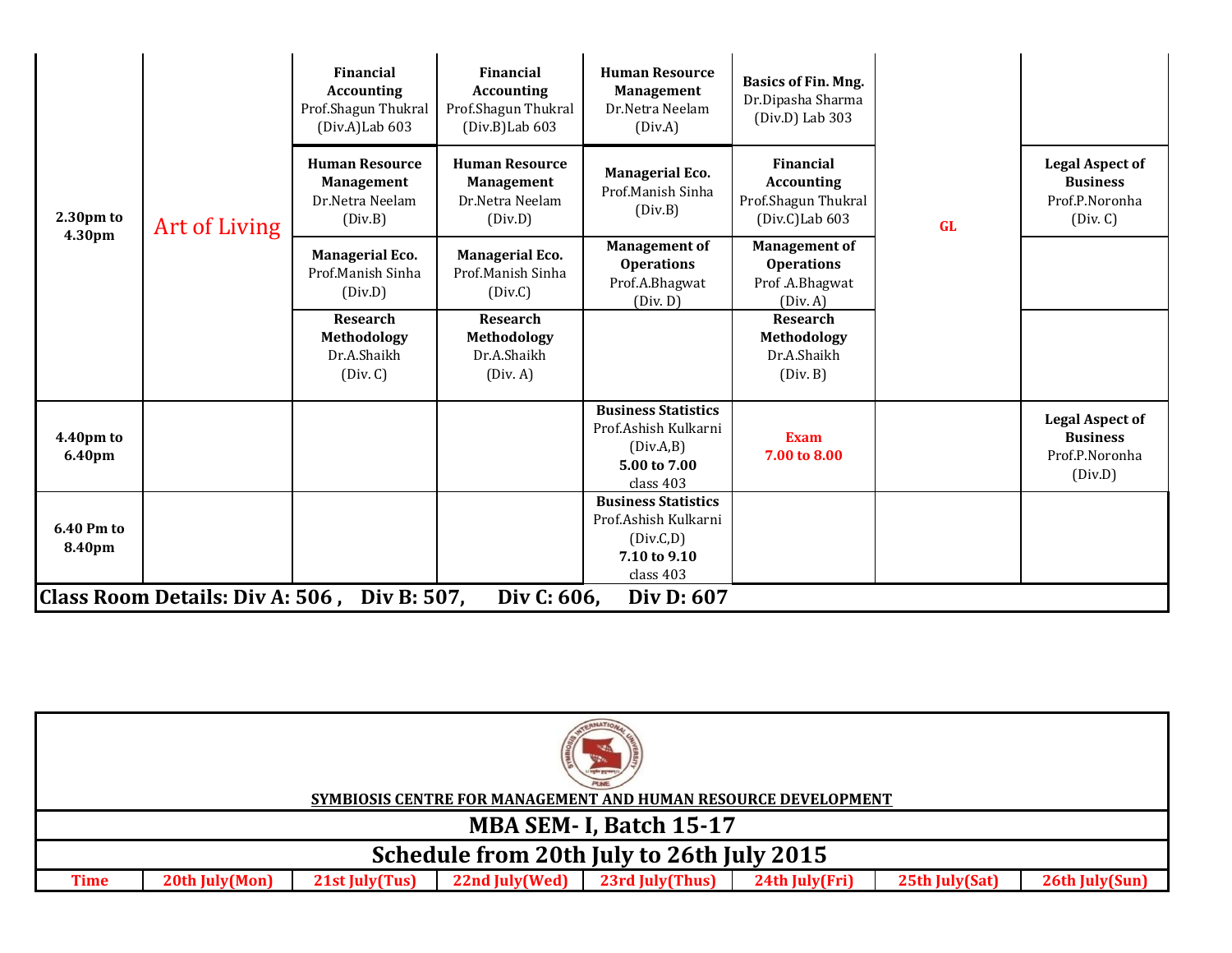| 2.30pm to 4.30pm | Art of Living | **Financial Accounting** Prof.Shagun Thukral (Div.A)Lab 603 | **Financial Accounting** Prof.Shagun Thukral (Div.B)Lab 603 | **Human Resource Management** Dr.Netra Neelam (Div.A) | **Basics of Fin. Mng.** Dr.Dipasha Sharma (Div.D) Lab 303 | GL | |
|---|---|---|---|---|---|---|---|
| | | **Human Resource Management** Dr.Netra Neelam (Div.B) | **Human Resource Management** Dr.Netra Neelam (Div.D) | **Managerial Eco.** Prof.Manish Sinha (Div.B) | **Financial Accounting** Prof.Shagun Thukral (Div.C)Lab 603 | | **Legal Aspect of Business** Prof.P.Noronha (Div. C) |
| | | **Managerial Eco.** Prof.Manish Sinha (Div.D) | **Managerial Eco.** Prof.Manish Sinha (Div.C) | **Management of Operations** Prof.A.Bhagwat (Div. D) | **Management of Operations** Prof .A.Bhagwat (Div. A) | | |
| | | **Research Methodology** Dr.A.Shaikh (Div. C) | **Research Methodology** Dr.A.Shaikh (Div. A) | | **Research Methodology** Dr.A.Shaikh (Div. B) | | |
| **4.40pm to 6.40pm** | | | | **Business Statistics** Prof.Ashish Kulkarni (Div.A,B) **5.00 to 7.00** class 403 | **Exam 7.00 to 8.00** | | **Legal Aspect of Business** Prof.P.Noronha (Div.D) |
| **6.40 Pm to 8.40pm** | | | | **Business Statistics** Prof.Ashish Kulkarni (Div.C,D) **7.10 to 9.10** class 403 | | | |

**Class Room Details: Div A: 506 , Div B: 507, Div C: 606, Div D: 607**

**SYMBIOSIS CENTRE FOR MANAGEMENT AND HUMAN RESOURCE DEVELOPMENT**

## MBA SEM- I, Batch 15-17

## Schedule from 20th July to 26th July 2015

| Time | 20th July(Mon) | 21st July(Tus) | 22nd July(Wed) | 23rd July(Thus) | 24th July(Fri) | 25th July(Sat) | 26th July(Sun) |
|---|---|---|---|---|---|---|---|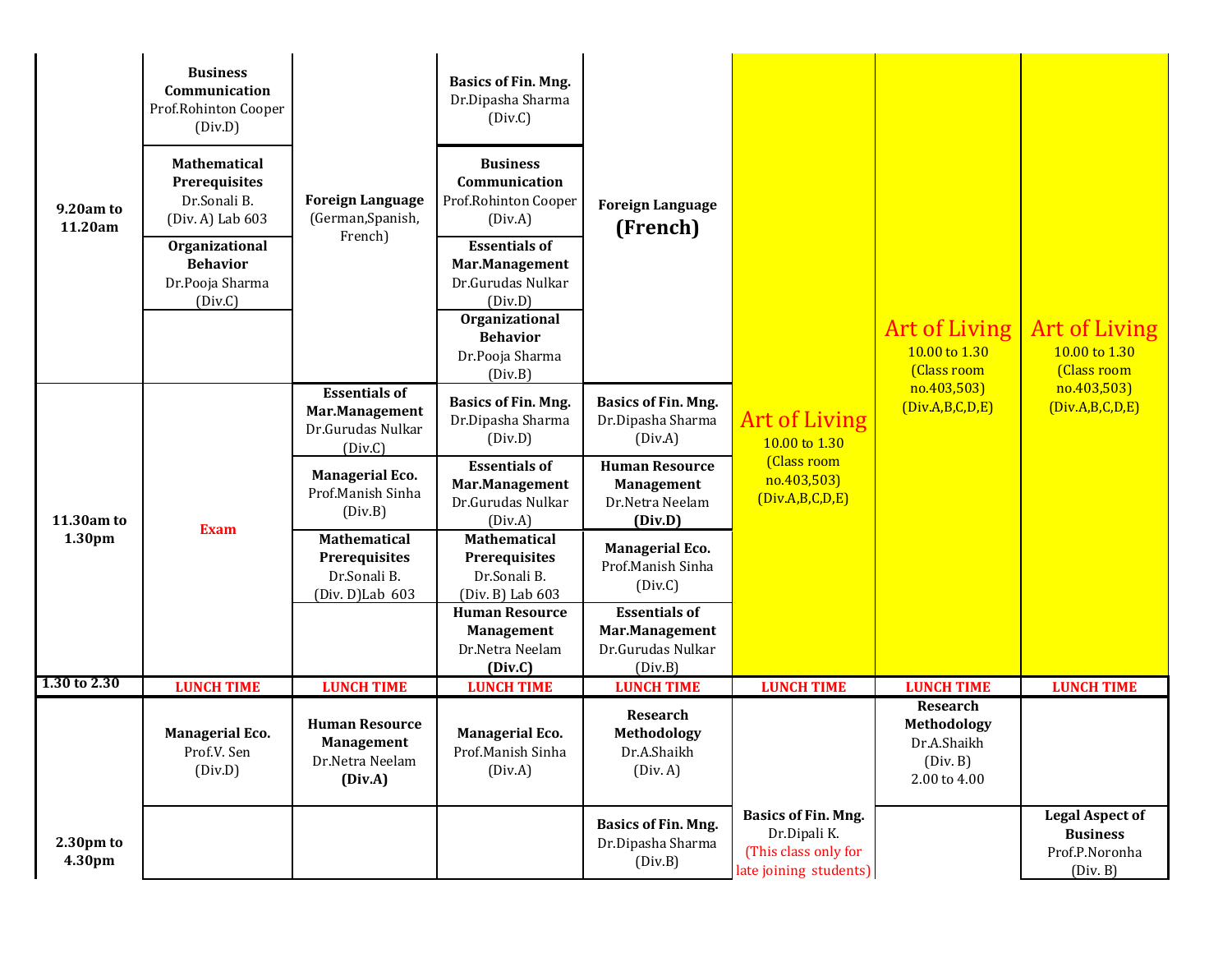| | | | | | | | |
|---|---|---|---|---|---|---|---|
| 9.20am to 11.20am | **Business Communication** Prof.Rohinton Cooper (Div.D)<br>**Mathematical Prerequisites** Dr.Sonali B. (Div. A) Lab 603<br>**Organizational Behavior** Dr.Pooja Sharma (Div.C) | **Foreign Language** (German,Spanish, French) | **Basics of Fin. Mng.** Dr.Dipasha Sharma (Div.C)<br>**Business Communication** Prof.Rohinton Cooper (Div.A)<br>**Essentials of Mar.Management** Dr.Gurudas Nulkar (Div.D)<br>**Organizational Behavior** Dr.Pooja Sharma (Div.B) | **Foreign Language (French)** | Art of Living 10.00 to 1.30 (Class room no.403,503) (Div.A,B,C,D,E) | Art of Living 10.00 to 1.30 (Class room no.403,503) (Div.A,B,C,D,E) | Art of Living 10.00 to 1.30 (Class room no.403,503) (Div.A,B,C,D,E) |
| 11.30am to 1.30pm | Exam | **Essentials of Mar.Management** Dr.Gurudas Nulkar (Div.C)<br>**Managerial Eco.** Prof.Manish Sinha (Div.B)<br>**Mathematical Prerequisites** Dr.Sonali B. (Div. D)Lab 603 | **Basics of Fin. Mng.** Dr.Dipasha Sharma (Div.D)<br>**Essentials of Mar.Management** Dr.Gurudas Nulkar (Div.A)<br>**Mathematical Prerequisites** Dr.Sonali B. (Div. B) Lab 603<br>**Human Resource Management** Dr.Netra Neelam **(Div.C)** | **Basics of Fin. Mng.** Dr.Dipasha Sharma (Div.A)<br>**Human Resource Management** Dr.Netra Neelam **(Div.D)**<br>**Managerial Eco.** Prof.Manish Sinha (Div.C)<br>**Essentials of Mar.Management** Dr.Gurudas Nulkar (Div.B) | | | |
| 1.30 to 2.30 | LUNCH TIME | LUNCH TIME | LUNCH TIME | LUNCH TIME | LUNCH TIME | LUNCH TIME | LUNCH TIME |
| 2.30pm to 4.30pm | **Managerial Eco.** Prof.V. Sen (Div.D) | **Human Resource Management** Dr.Netra Neelam **(Div.A)** | **Managerial Eco.** Prof.Manish Sinha (Div.A) | **Research Methodology** Dr.A.Shaikh (Div. A)<br>**Basics of Fin. Mng.** Dr.Dipasha Sharma (Div.B) | **Basics of Fin. Mng.** Dr.Dipali K. (This class only for late joining students) | **Research Methodology** Dr.A.Shaikh (Div. B) 2.00 to 4.00 | **Legal Aspect of Business** Prof.P.Noronha (Div. B) |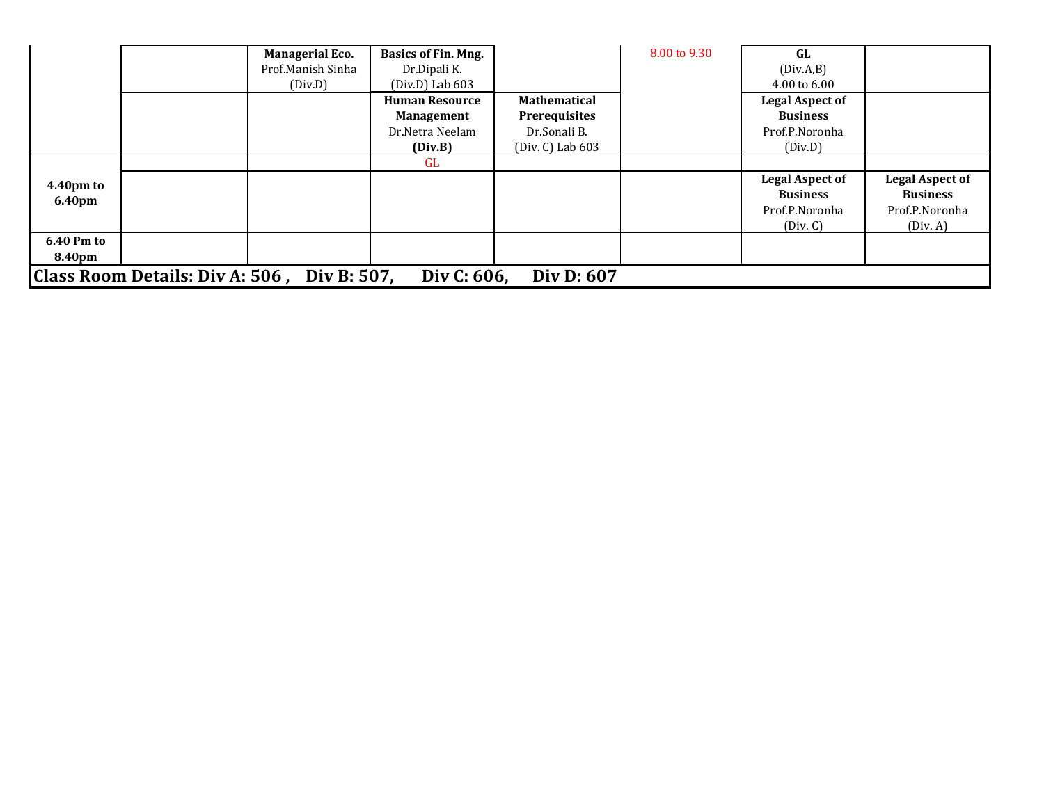| | | | | | | | |
|---|---|---|---|---|---|---|---|
| | | **Managerial Eco.** Prof.Manish Sinha (Div.D) | **Basics of Fin. Mng.** Dr.Dipali K. (Div.D) Lab 603 | | 8.00 to 9.30 | **GL** (Div.A,B) 4.00 to 6.00 | |
| | | | **Human Resource Management** Dr.Netra Neelam **(Div.B)** | **Mathematical Prerequisites** Dr.Sonali B. (Div. C) Lab 603 | | **Legal Aspect of Business** Prof.P.Noronha (Div.D) | |
| | | | GL | | | | |
| **4.40pm to 6.40pm** | | | | | | **Legal Aspect of Business** Prof.P.Noronha (Div. C) | **Legal Aspect of Business** Prof.P.Noronha (Div. A) |
| **6.40 Pm to 8.40pm** | | | | | | | |

**Class Room Details: Div A: 506 , Div B: 507, Div C: 606, Div D: 607**